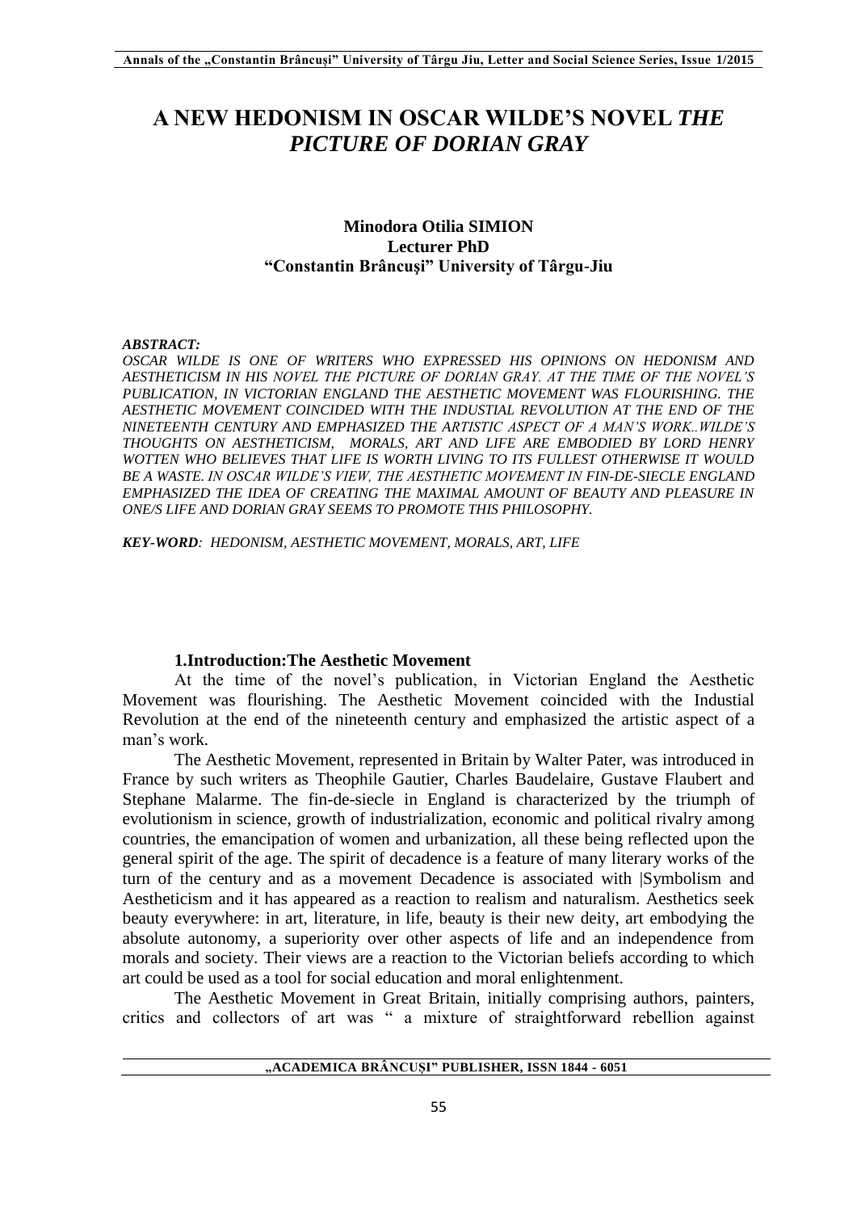# A NEW HEDONISM IN OSCAR WILDE'S NOVEL *THE PICTURE OF DORIAN GRAY*

**Minodora Otilia SIMION**
**Lecturer PhD**
**"Constantin Brâncuşi" University of Târgu-Jiu**

***ABSTRACT:***
*OSCAR WILDE IS ONE OF WRITERS WHO EXPRESSED HIS OPINIONS ON HEDONISM AND AESTHETICISM IN HIS NOVEL THE PICTURE OF DORIAN GRAY. AT THE TIME OF THE NOVEL'S PUBLICATION, IN VICTORIAN ENGLAND THE AESTHETIC MOVEMENT WAS FLOURISHING. THE AESTHETIC MOVEMENT COINCIDED WITH THE INDUSTIAL REVOLUTION AT THE END OF THE NINETEENTH CENTURY AND EMPHASIZED THE ARTISTIC ASPECT OF A MAN'S WORK..WILDE'S THOUGHTS ON AESTHETICISM, MORALS, ART AND LIFE ARE EMBODIED BY LORD HENRY WOTTEN WHO BELIEVES THAT LIFE IS WORTH LIVING TO ITS FULLEST OTHERWISE IT WOULD BE A WASTE. IN OSCAR WILDE'S VIEW, THE AESTHETIC MOVEMENT IN FIN-DE-SIECLE ENGLAND EMPHASIZED THE IDEA OF CREATING THE MAXIMAL AMOUNT OF BEAUTY AND PLEASURE IN ONE/S LIFE AND DORIAN GRAY SEEMS TO PROMOTE THIS PHILOSOPHY.*

***KEY-WORD**: HEDONISM, AESTHETIC MOVEMENT, MORALS, ART, LIFE*

## 1.Introduction:The Aesthetic Movement

At the time of the novel's publication, in Victorian England the Aesthetic Movement was flourishing. The Aesthetic Movement coincided with the Industial Revolution at the end of the nineteenth century and emphasized the artistic aspect of a man's work.

The Aesthetic Movement, represented in Britain by Walter Pater, was introduced in France by such writers as Theophile Gautier, Charles Baudelaire, Gustave Flaubert and Stephane Malarme. The fin-de-siecle in England is characterized by the triumph of evolutionism in science, growth of industrialization, economic and political rivalry among countries, the emancipation of women and urbanization, all these being reflected upon the general spirit of the age. The spirit of decadence is a feature of many literary works of the turn of the century and as a movement Decadence is associated with |Symbolism and Aestheticism and it has appeared as a reaction to realism and naturalism. Aesthetics seek beauty everywhere: in art, literature, in life, beauty is their new deity, art embodying the absolute autonomy, a superiority over other aspects of life and an independence from morals and society. Their views are a reaction to the Victorian beliefs according to which art could be used as a tool for social education and moral enlightenment.

The Aesthetic Movement in Great Britain, initially comprising authors, painters, critics and collectors of art was " a mixture of straightforward rebellion against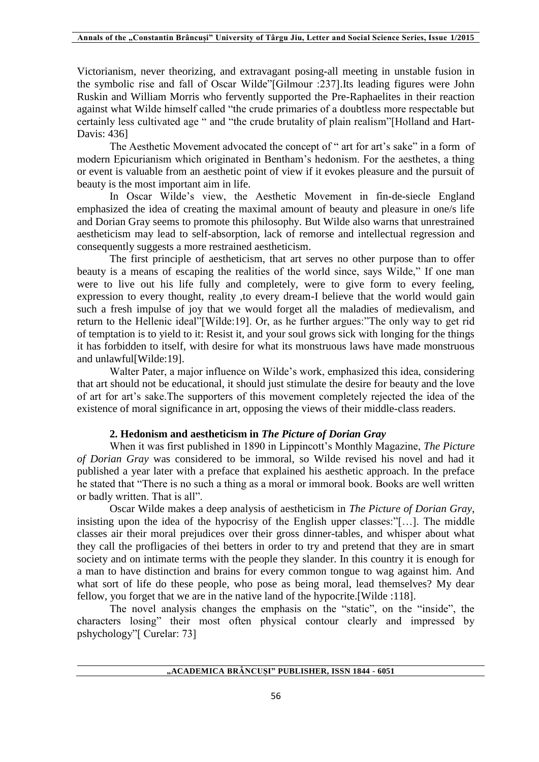Victorianism, never theorizing, and extravagant posing-all meeting in unstable fusion in the symbolic rise and fall of Oscar Wilde"[Gilmour :237].Its leading figures were John Ruskin and William Morris who fervently supported the Pre-Raphaelites in their reaction against what Wilde himself called "the crude primaries of a doubtless more respectable but certainly less cultivated age " and "the crude brutality of plain realism"[Holland and Hart-Davis: 436]

The Aesthetic Movement advocated the concept of " art for art's sake" in a form of modern Epicurianism which originated in Bentham's hedonism. For the aesthetes, a thing or event is valuable from an aesthetic point of view if it evokes pleasure and the pursuit of beauty is the most important aim in life.

In Oscar Wilde's view, the Aesthetic Movement in fin-de-siecle England emphasized the idea of creating the maximal amount of beauty and pleasure in one/s life and Dorian Gray seems to promote this philosophy. But Wilde also warns that unrestrained aestheticism may lead to self-absorption, lack of remorse and intellectual regression and consequently suggests a more restrained aestheticism.

The first principle of aestheticism, that art serves no other purpose than to offer beauty is a means of escaping the realities of the world since, says Wilde," If one man were to live out his life fully and completely, were to give form to every feeling, expression to every thought, reality ,to every dream-I believe that the world would gain such a fresh impulse of joy that we would forget all the maladies of medievalism, and return to the Hellenic ideal"[Wilde:19]. Or, as he further argues:"The only way to get rid of temptation is to yield to it: Resist it, and your soul grows sick with longing for the things it has forbidden to itself, with desire for what its monstruous laws have made monstruous and unlawful[Wilde:19].

Walter Pater, a major influence on Wilde's work, emphasized this idea, considering that art should not be educational, it should just stimulate the desire for beauty and the love of art for art's sake.The supporters of this movement completely rejected the idea of the existence of moral significance in art, opposing the views of their middle-class readers.

## 2. Hedonism and aestheticism in *The Picture of Dorian Gray*

When it was first published in 1890 in Lippincott's Monthly Magazine, *The Picture of Dorian Gray* was considered to be immoral, so Wilde revised his novel and had it published a year later with a preface that explained his aesthetic approach. In the preface he stated that "There is no such a thing as a moral or immoral book. Books are well written or badly written. That is all".

Oscar Wilde makes a deep analysis of aestheticism in *The Picture of Dorian Gray*, insisting upon the idea of the hypocrisy of the English upper classes:"[…]. The middle classes air their moral prejudices over their gross dinner-tables, and whisper about what they call the profligacies of thei betters in order to try and pretend that they are in smart society and on intimate terms with the people they slander. In this country it is enough for a man to have distinction and brains for every common tongue to wag against him. And what sort of life do these people, who pose as being moral, lead themselves? My dear fellow, you forget that we are in the native land of the hypocrite.[Wilde :118].

The novel analysis changes the emphasis on the "static", on the "inside", the characters losing" their most often physical contour clearly and impressed by pshychology"[ Curelar: 73]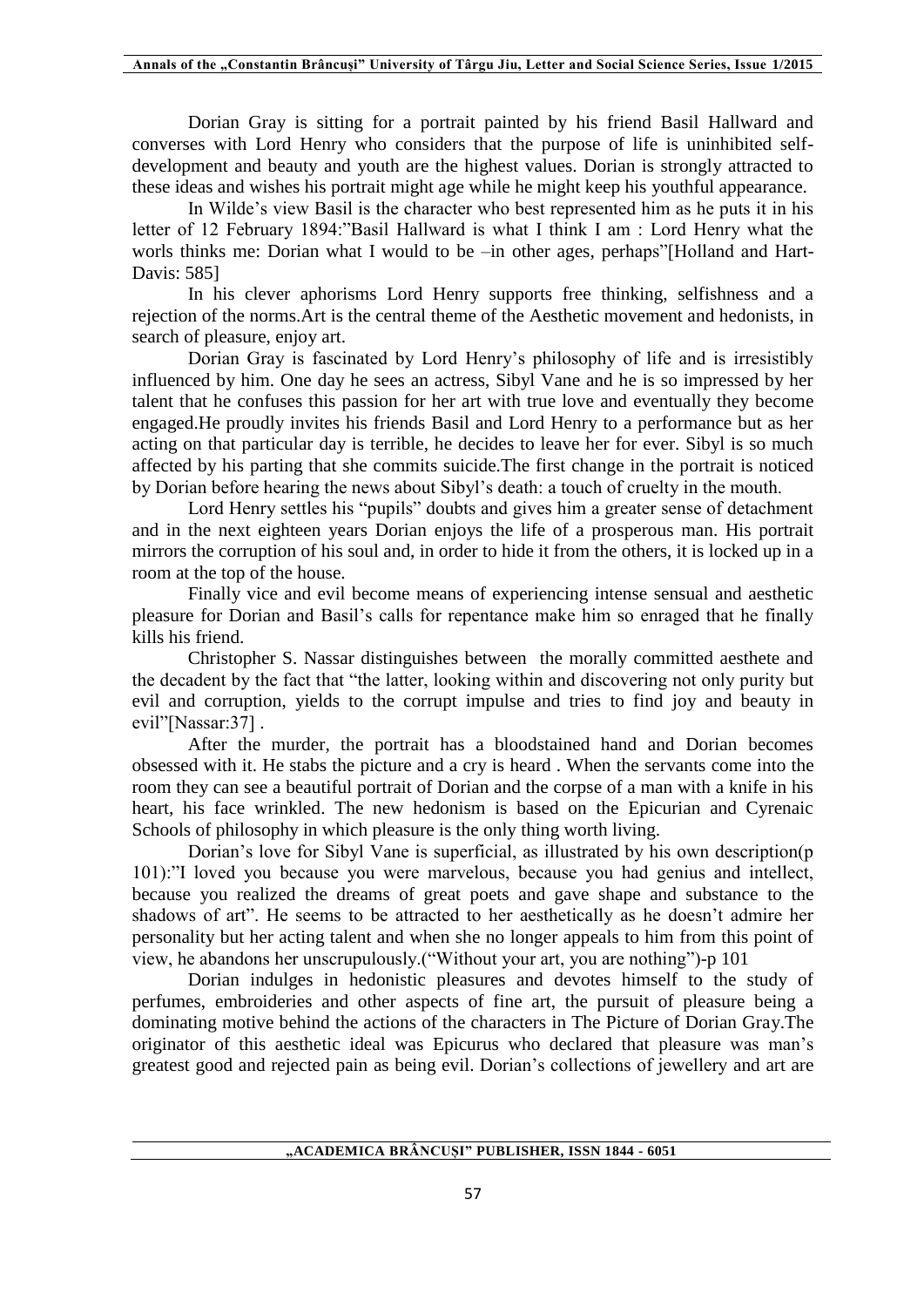Dorian Gray is sitting for a portrait painted by his friend Basil Hallward and converses with Lord Henry who considers that the purpose of life is uninhibited self-development and beauty and youth are the highest values. Dorian is strongly attracted to these ideas and wishes his portrait might age while he might keep his youthful appearance.

In Wilde's view Basil is the character who best represented him as he puts it in his letter of 12 February 1894:"Basil Hallward is what I think I am : Lord Henry what the worls thinks me: Dorian what I would to be –in other ages, perhaps"[Holland and Hart-Davis: 585]

In his clever aphorisms Lord Henry supports free thinking, selfishness and a rejection of the norms.Art is the central theme of the Aesthetic movement and hedonists, in search of pleasure, enjoy art.

Dorian Gray is fascinated by Lord Henry's philosophy of life and is irresistibly influenced by him. One day he sees an actress, Sibyl Vane and he is so impressed by her talent that he confuses this passion for her art with true love and eventually they become engaged.He proudly invites his friends Basil and Lord Henry to a performance but as her acting on that particular day is terrible, he decides to leave her for ever. Sibyl is so much affected by his parting that she commits suicide.The first change in the portrait is noticed by Dorian before hearing the news about Sibyl's death: a touch of cruelty in the mouth.

Lord Henry settles his "pupils" doubts and gives him a greater sense of detachment and in the next eighteen years Dorian enjoys the life of a prosperous man. His portrait mirrors the corruption of his soul and, in order to hide it from the others, it is locked up in a room at the top of the house.

Finally vice and evil become means of experiencing intense sensual and aesthetic pleasure for Dorian and Basil's calls for repentance make him so enraged that he finally kills his friend.

Christopher S. Nassar distinguishes between the morally committed aesthete and the decadent by the fact that "the latter, looking within and discovering not only purity but evil and corruption, yields to the corrupt impulse and tries to find joy and beauty in evil"[Nassar:37] .

After the murder, the portrait has a bloodstained hand and Dorian becomes obsessed with it. He stabs the picture and a cry is heard . When the servants come into the room they can see a beautiful portrait of Dorian and the corpse of a man with a knife in his heart, his face wrinkled. The new hedonism is based on the Epicurian and Cyrenaic Schools of philosophy in which pleasure is the only thing worth living.

Dorian's love for Sibyl Vane is superficial, as illustrated by his own description(p 101):"I loved you because you were marvelous, because you had genius and intellect, because you realized the dreams of great poets and gave shape and substance to the shadows of art". He seems to be attracted to her aesthetically as he doesn't admire her personality but her acting talent and when she no longer appeals to him from this point of view, he abandons her unscrupulously.("Without your art, you are nothing")-p 101

Dorian indulges in hedonistic pleasures and devotes himself to the study of perfumes, embroideries and other aspects of fine art, the pursuit of pleasure being a dominating motive behind the actions of the characters in The Picture of Dorian Gray.The originator of this aesthetic ideal was Epicurus who declared that pleasure was man's greatest good and rejected pain as being evil. Dorian's collections of jewellery and art are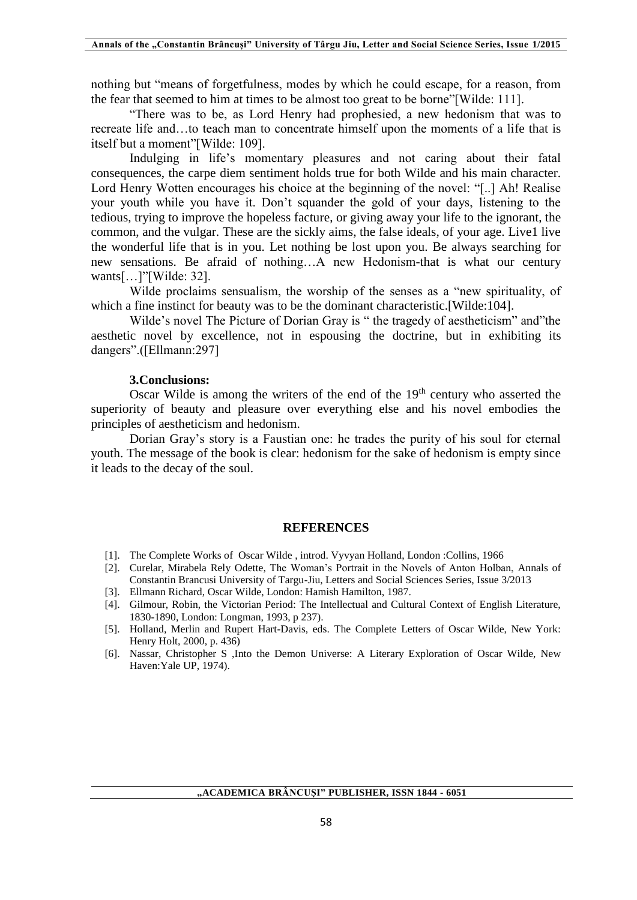nothing but "means of forgetfulness, modes by which he could escape, for a reason, from the fear that seemed to him at times to be almost too great to be borne"[Wilde: 111].

"There was to be, as Lord Henry had prophesied, a new hedonism that was to recreate life and…to teach man to concentrate himself upon the moments of a life that is itself but a moment"[Wilde: 109].

Indulging in life's momentary pleasures and not caring about their fatal consequences, the carpe diem sentiment holds true for both Wilde and his main character. Lord Henry Wotten encourages his choice at the beginning of the novel: "[..] Ah! Realise your youth while you have it. Don't squander the gold of your days, listening to the tedious, trying to improve the hopeless facture, or giving away your life to the ignorant, the common, and the vulgar. These are the sickly aims, the false ideals, of your age. Live1 live the wonderful life that is in you. Let nothing be lost upon you. Be always searching for new sensations. Be afraid of nothing…A new Hedonism-that is what our century wants[…]"[Wilde: 32].

Wilde proclaims sensualism, the worship of the senses as a "new spirituality, of which a fine instinct for beauty was to be the dominant characteristic.[Wilde:104].

Wilde's novel The Picture of Dorian Gray is " the tragedy of aestheticism" and"the aesthetic novel by excellence, not in espousing the doctrine, but in exhibiting its dangers".([Ellmann:297]

### 3.Conclusions:

Oscar Wilde is among the writers of the end of the 19th century who asserted the superiority of beauty and pleasure over everything else and his novel embodies the principles of aestheticism and hedonism.

Dorian Gray's story is a Faustian one: he trades the purity of his soul for eternal youth. The message of the book is clear: hedonism for the sake of hedonism is empty since it leads to the decay of the soul.

## REFERENCES

[1]. The Complete Works of Oscar Wilde , introd. Vyvyan Holland, London :Collins, 1966

[2]. Curelar, Mirabela Rely Odette, The Woman's Portrait in the Novels of Anton Holban, Annals of Constantin Brancusi University of Targu-Jiu, Letters and Social Sciences Series, Issue 3/2013

[3]. Ellmann Richard, Oscar Wilde, London: Hamish Hamilton, 1987.

[4]. Gilmour, Robin, the Victorian Period: The Intellectual and Cultural Context of English Literature, 1830-1890, London: Longman, 1993, p 237).

[5]. Holland, Merlin and Rupert Hart-Davis, eds. The Complete Letters of Oscar Wilde, New York: Henry Holt, 2000, p. 436)

[6]. Nassar, Christopher S ,Into the Demon Universe: A Literary Exploration of Oscar Wilde, New Haven:Yale UP, 1974).